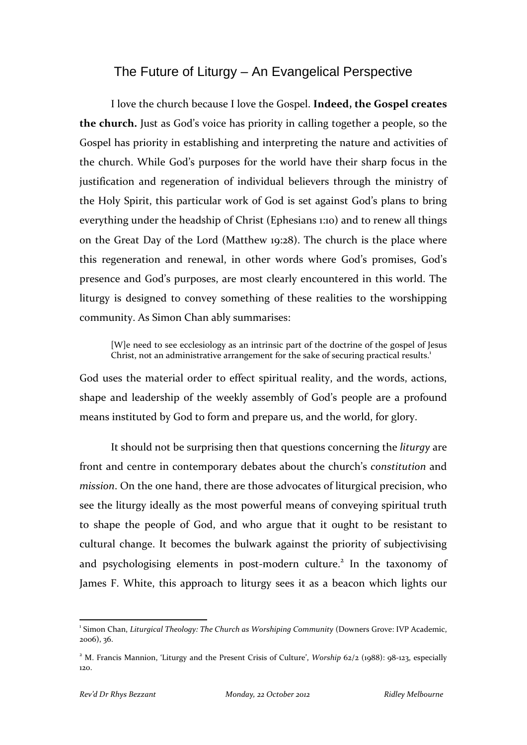# The Future of Liturgy – An Evangelical Perspective

I love the church because I love the Gospel. **Indeed, the Gospel creates the church.** Just as God's voice has priority in calling together a people, so the Gospel has priority in establishing and interpreting the nature and activities of the church. While God's purposes for the world have their sharp focus in the justification and regeneration of individual believers through the ministry of the Holy Spirit, this particular work of God is set against God's plans to bring everything under the headship of Christ (Ephesians 1:10) and to renew all things on the Great Day of the Lord (Matthew 19:28). The church is the place where this regeneration and renewal, in other words where God's promises, God's presence and God's purposes, are most clearly encountered in this world. The liturgy is designed to convey something of these realities to the worshipping community. As Simon Chan ably summarises:

> [W]e need to see ecclesiology as an intrinsic part of the doctrine of the gospel of Jesus Christ, not an administrative arrangement for the sake of securing practical results.[1]

God uses the material order to effect spiritual reality, and the words, actions, shape and leadership of the weekly assembly of God's people are a profound means instituted by God to form and prepare us, and the world, for glory.

It should not be surprising then that questions concerning the *liturgy* are front and centre in contemporary debates about the church's *constitution* and *mission*. On the one hand, there are those advocates of liturgical precision, who see the liturgy ideally as the most powerful means of conveying spiritual truth to shape the people of God, and who argue that it ought to be resistant to cultural change. It becomes the bulwark against the priority of subjectivising and psychologising elements in post-modern culture.[2] In the taxonomy of James F. White, this approach to liturgy sees it as a beacon which lights our

---

[1] Simon Chan, *Liturgical Theology: The Church as Worshiping Community* (Downers Grove: IVP Academic, 2006), 36.

[2] M. Francis Mannion, 'Liturgy and the Present Crisis of Culture', *Worship* 62/2 (1988): 98-123, especially 120.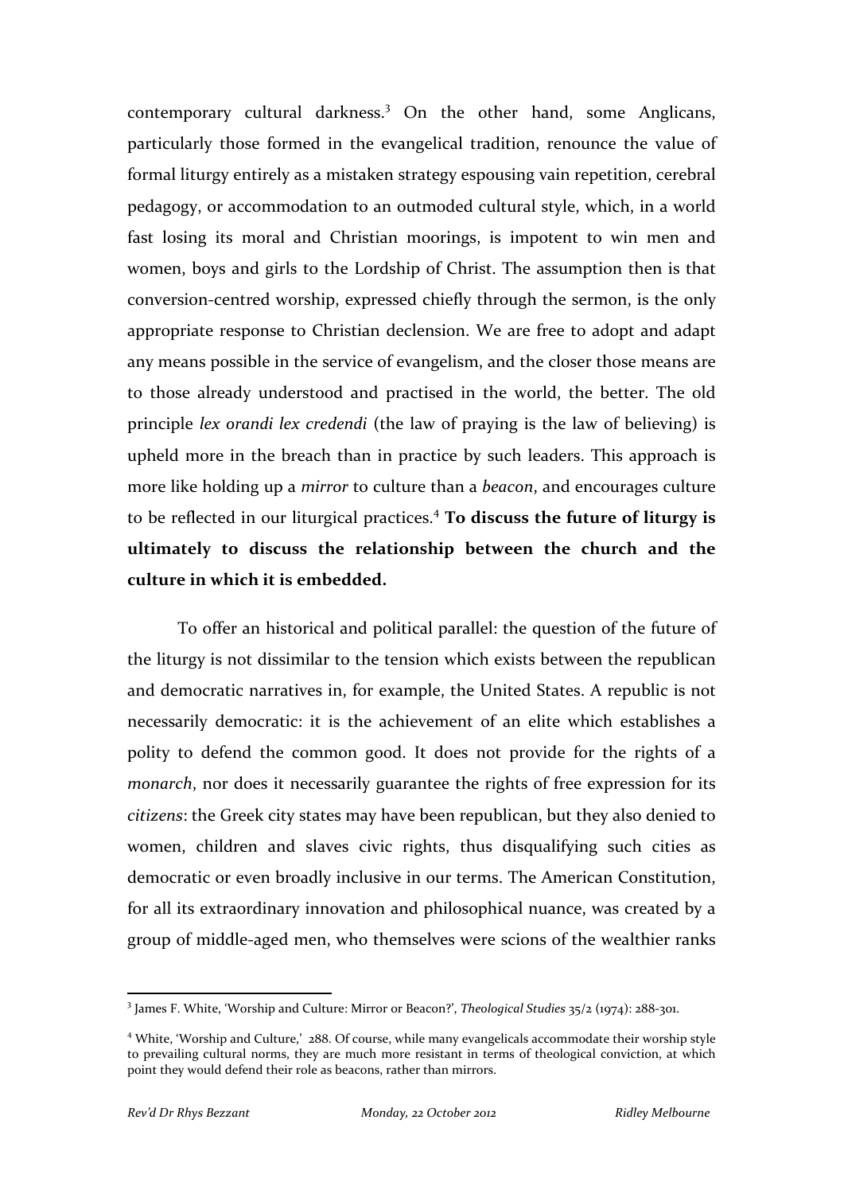contemporary cultural darkness.[3] On the other hand, some Anglicans, particularly those formed in the evangelical tradition, renounce the value of formal liturgy entirely as a mistaken strategy espousing vain repetition, cerebral pedagogy, or accommodation to an outmoded cultural style, which, in a world fast losing its moral and Christian moorings, is impotent to win men and women, boys and girls to the Lordship of Christ. The assumption then is that conversion-centred worship, expressed chiefly through the sermon, is the only appropriate response to Christian declension. We are free to adopt and adapt any means possible in the service of evangelism, and the closer those means are to those already understood and practised in the world, the better. The old principle *lex orandi lex credendi* (the law of praying is the law of believing) is upheld more in the breach than in practice by such leaders. This approach is more like holding up a *mirror* to culture than a *beacon*, and encourages culture to be reflected in our liturgical practices.[4] **To discuss the future of liturgy is ultimately to discuss the relationship between the church and the culture in which it is embedded.**

To offer an historical and political parallel: the question of the future of the liturgy is not dissimilar to the tension which exists between the republican and democratic narratives in, for example, the United States. A republic is not necessarily democratic: it is the achievement of an elite which establishes a polity to defend the common good. It does not provide for the rights of a *monarch*, nor does it necessarily guarantee the rights of free expression for its *citizens*: the Greek city states may have been republican, but they also denied to women, children and slaves civic rights, thus disqualifying such cities as democratic or even broadly inclusive in our terms. The American Constitution, for all its extraordinary innovation and philosophical nuance, was created by a group of middle-aged men, who themselves were scions of the wealthier ranks

---

[3] James F. White, 'Worship and Culture: Mirror or Beacon?', *Theological Studies* 35/2 (1974): 288-301.

[4] White, 'Worship and Culture,' 288. Of course, while many evangelicals accommodate their worship style to prevailing cultural norms, they are much more resistant in terms of theological conviction, at which point they would defend their role as beacons, rather than mirrors.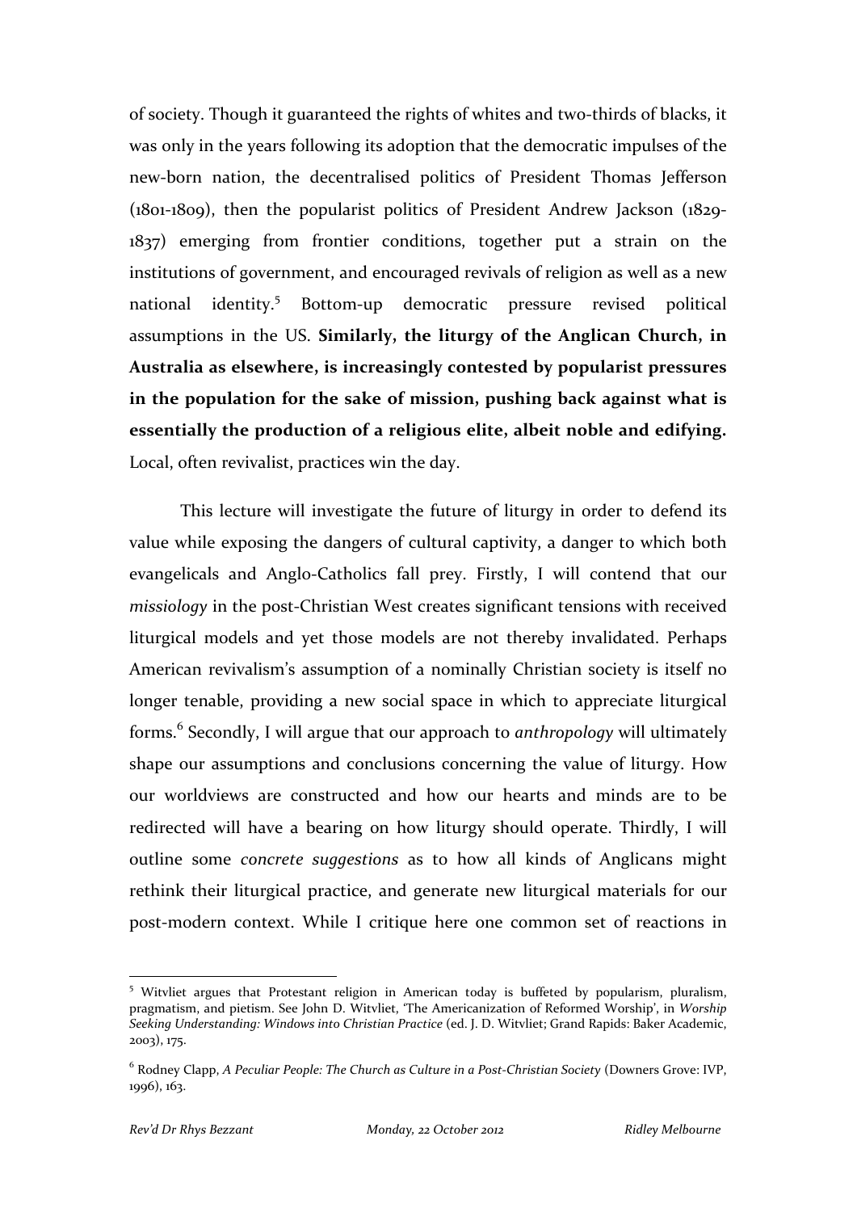of society. Though it guaranteed the rights of whites and two-thirds of blacks, it was only in the years following its adoption that the democratic impulses of the new-born nation, the decentralised politics of President Thomas Jefferson (1801-1809), then the popularist politics of President Andrew Jackson (1829-1837) emerging from frontier conditions, together put a strain on the institutions of government, and encouraged revivals of religion as well as a new national identity.[5] Bottom-up democratic pressure revised political assumptions in the US. **Similarly, the liturgy of the Anglican Church, in Australia as elsewhere, is increasingly contested by popularist pressures in the population for the sake of mission, pushing back against what is essentially the production of a religious elite, albeit noble and edifying.** Local, often revivalist, practices win the day.

This lecture will investigate the future of liturgy in order to defend its value while exposing the dangers of cultural captivity, a danger to which both evangelicals and Anglo-Catholics fall prey. Firstly, I will contend that our *missiology* in the post-Christian West creates significant tensions with received liturgical models and yet those models are not thereby invalidated. Perhaps American revivalism's assumption of a nominally Christian society is itself no longer tenable, providing a new social space in which to appreciate liturgical forms.[6] Secondly, I will argue that our approach to *anthropology* will ultimately shape our assumptions and conclusions concerning the value of liturgy. How our worldviews are constructed and how our hearts and minds are to be redirected will have a bearing on how liturgy should operate. Thirdly, I will outline some *concrete suggestions* as to how all kinds of Anglicans might rethink their liturgical practice, and generate new liturgical materials for our post-modern context. While I critique here one common set of reactions in

---

[5] Witvliet argues that Protestant religion in American today is buffeted by popularism, pluralism, pragmatism, and pietism. See John D. Witvliet, 'The Americanization of Reformed Worship', in *Worship Seeking Understanding: Windows into Christian Practice* (ed. J. D. Witvliet; Grand Rapids: Baker Academic, 2003), 175.

[6] Rodney Clapp, *A Peculiar People: The Church as Culture in a Post-Christian Society* (Downers Grove: IVP, 1996), 163.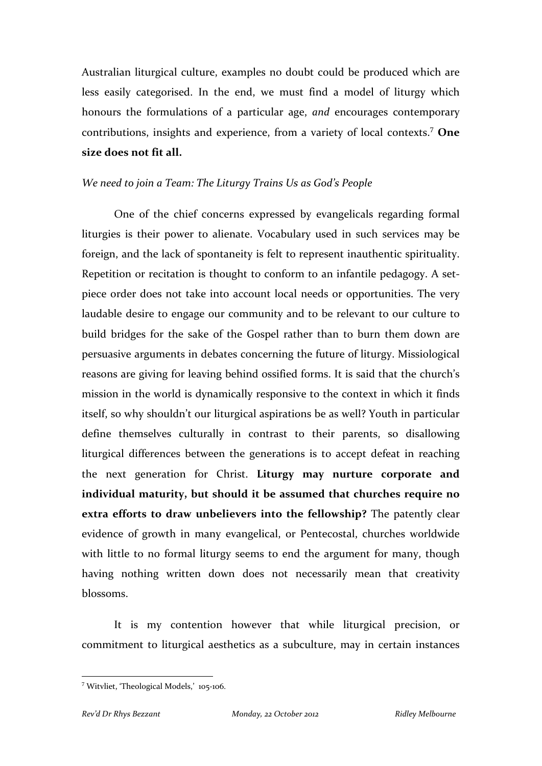Australian liturgical culture, examples no doubt could be produced which are less easily categorised. In the end, we must find a model of liturgy which honours the formulations of a particular age, *and* encourages contemporary contributions, insights and experience, from a variety of local contexts.[7] **One size does not fit all.**

*We need to join a Team: The Liturgy Trains Us as God's People*

One of the chief concerns expressed by evangelicals regarding formal liturgies is their power to alienate. Vocabulary used in such services may be foreign, and the lack of spontaneity is felt to represent inauthentic spirituality. Repetition or recitation is thought to conform to an infantile pedagogy. A set-piece order does not take into account local needs or opportunities. The very laudable desire to engage our community and to be relevant to our culture to build bridges for the sake of the Gospel rather than to burn them down are persuasive arguments in debates concerning the future of liturgy. Missiological reasons are giving for leaving behind ossified forms. It is said that the church's mission in the world is dynamically responsive to the context in which it finds itself, so why shouldn't our liturgical aspirations be as well? Youth in particular define themselves culturally in contrast to their parents, so disallowing liturgical differences between the generations is to accept defeat in reaching the next generation for Christ. **Liturgy may nurture corporate and individual maturity, but should it be assumed that churches require no extra efforts to draw unbelievers into the fellowship?** The patently clear evidence of growth in many evangelical, or Pentecostal, churches worldwide with little to no formal liturgy seems to end the argument for many, though having nothing written down does not necessarily mean that creativity blossoms.

It is my contention however that while liturgical precision, or commitment to liturgical aesthetics as a subculture, may in certain instances

[7] Witvliet, 'Theological Models,' 105-106.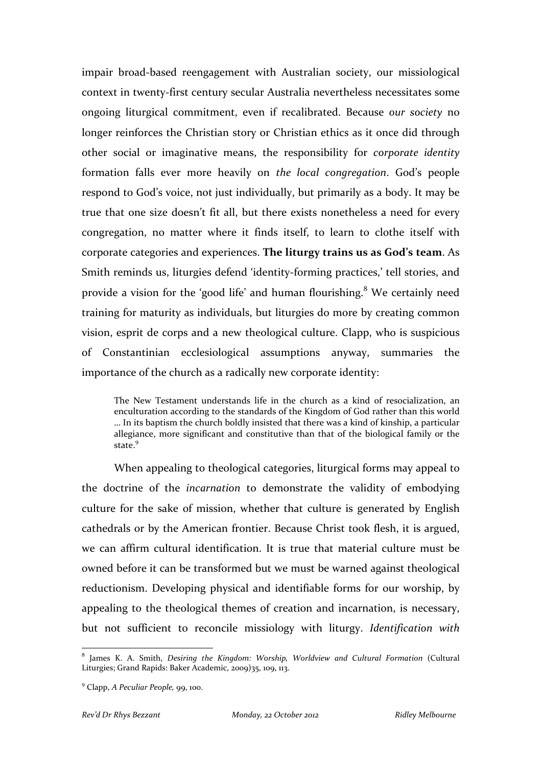impair broad-based reengagement with Australian society, our missiological context in twenty-first century secular Australia nevertheless necessitates some ongoing liturgical commitment, even if recalibrated. Because *our society* no longer reinforces the Christian story or Christian ethics as it once did through other social or imaginative means, the responsibility for *corporate identity* formation falls ever more heavily on *the local congregation*. God's people respond to God's voice, not just individually, but primarily as a body. It may be true that one size doesn't fit all, but there exists nonetheless a need for every congregation, no matter where it finds itself, to learn to clothe itself with corporate categories and experiences. **The liturgy trains us as God's team**. As Smith reminds us, liturgies defend 'identity-forming practices,' tell stories, and provide a vision for the 'good life' and human flourishing.[8] We certainly need training for maturity as individuals, but liturgies do more by creating common vision, esprit de corps and a new theological culture. Clapp, who is suspicious of Constantinian ecclesiological assumptions anyway, summaries the importance of the church as a radically new corporate identity:

> The New Testament understands life in the church as a kind of resocialization, an enculturation according to the standards of the Kingdom of God rather than this world ... In its baptism the church boldly insisted that there was a kind of kinship, a particular allegiance, more significant and constitutive than that of the biological family or the state.[9]

When appealing to theological categories, liturgical forms may appeal to the doctrine of the *incarnation* to demonstrate the validity of embodying culture for the sake of mission, whether that culture is generated by English cathedrals or by the American frontier. Because Christ took flesh, it is argued, we can affirm cultural identification. It is true that material culture must be owned before it can be transformed but we must be warned against theological reductionism. Developing physical and identifiable forms for our worship, by appealing to the theological themes of creation and incarnation, is necessary, but not sufficient to reconcile missiology with liturgy. *Identification with*

---

[8] James K. A. Smith, *Desiring the Kingdom: Worship, Worldview and Cultural Formation* (Cultural Liturgies; Grand Rapids: Baker Academic, 2009)35, 109, 113.

[9] Clapp, *A Peculiar People,* 99, 100.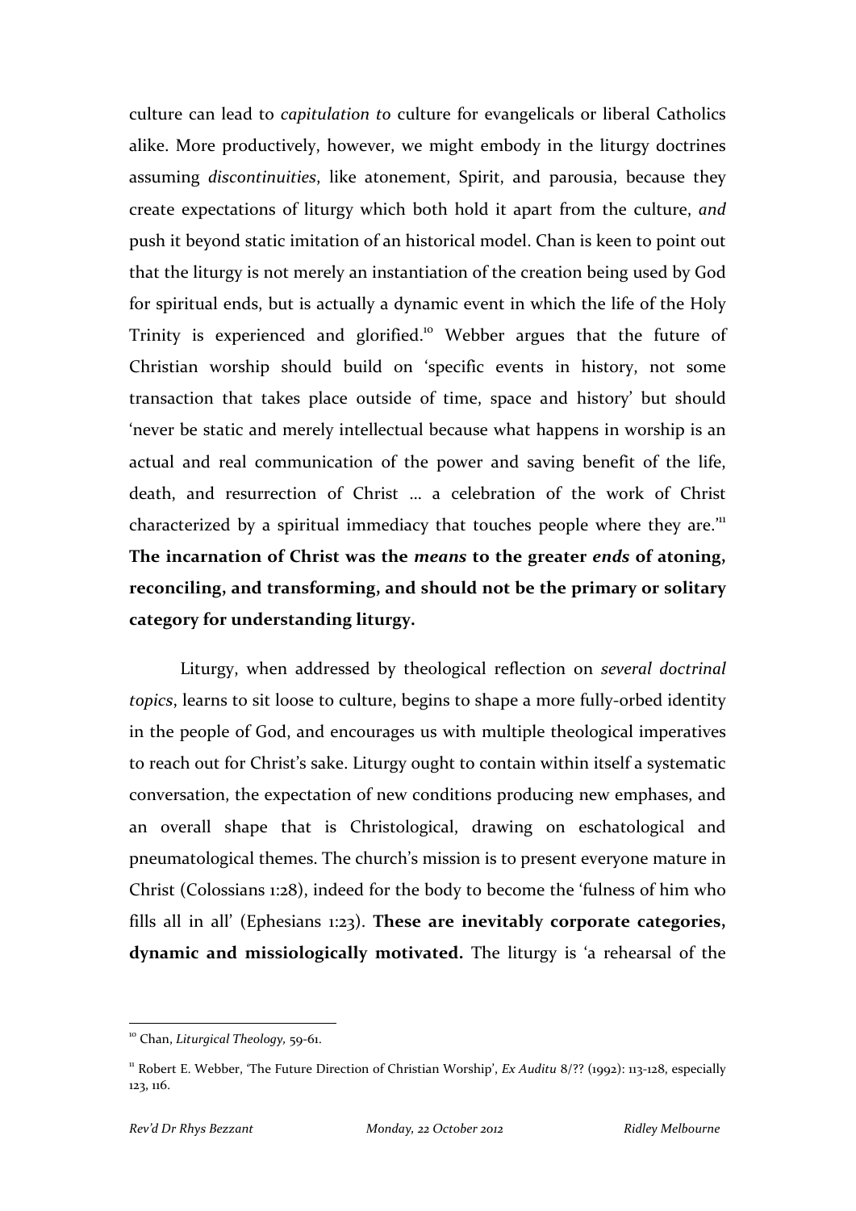culture can lead to *capitulation to* culture for evangelicals or liberal Catholics alike. More productively, however, we might embody in the liturgy doctrines assuming *discontinuities*, like atonement, Spirit, and parousia, because they create expectations of liturgy which both hold it apart from the culture, *and* push it beyond static imitation of an historical model. Chan is keen to point out that the liturgy is not merely an instantiation of the creation being used by God for spiritual ends, but is actually a dynamic event in which the life of the Holy Trinity is experienced and glorified.[10] Webber argues that the future of Christian worship should build on 'specific events in history, not some transaction that takes place outside of time, space and history' but should 'never be static and merely intellectual because what happens in worship is an actual and real communication of the power and saving benefit of the life, death, and resurrection of Christ … a celebration of the work of Christ characterized by a spiritual immediacy that touches people where they are.'[11] **The incarnation of Christ was the *means* to the greater *ends* of atoning, reconciling, and transforming, and should not be the primary or solitary category for understanding liturgy.**

Liturgy, when addressed by theological reflection on *several doctrinal topics*, learns to sit loose to culture, begins to shape a more fully-orbed identity in the people of God, and encourages us with multiple theological imperatives to reach out for Christ's sake. Liturgy ought to contain within itself a systematic conversation, the expectation of new conditions producing new emphases, and an overall shape that is Christological, drawing on eschatological and pneumatological themes. The church's mission is to present everyone mature in Christ (Colossians 1:28), indeed for the body to become the 'fulness of him who fills all in all' (Ephesians 1:23). **These are inevitably corporate categories, dynamic and missiologically motivated.** The liturgy is 'a rehearsal of the

[10] Chan, *Liturgical Theology*, 59-61.

[11] Robert E. Webber, 'The Future Direction of Christian Worship', *Ex Auditu* 8/?? (1992): 113-128, especially 123, 116.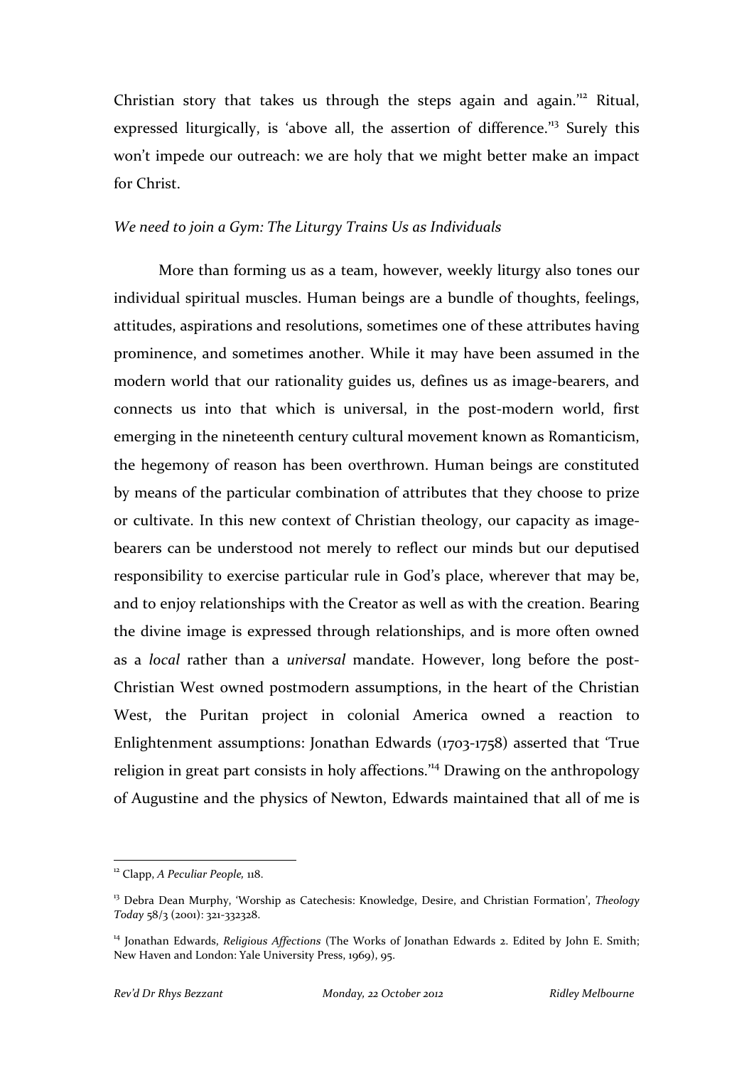Christian story that takes us through the steps again and again.'[12] Ritual, expressed liturgically, is 'above all, the assertion of difference.'[13] Surely this won't impede our outreach: we are holy that we might better make an impact for Christ.

*We need to join a Gym: The Liturgy Trains Us as Individuals*

More than forming us as a team, however, weekly liturgy also tones our individual spiritual muscles. Human beings are a bundle of thoughts, feelings, attitudes, aspirations and resolutions, sometimes one of these attributes having prominence, and sometimes another. While it may have been assumed in the modern world that our rationality guides us, defines us as image-bearers, and connects us into that which is universal, in the post-modern world, first emerging in the nineteenth century cultural movement known as Romanticism, the hegemony of reason has been overthrown. Human beings are constituted by means of the particular combination of attributes that they choose to prize or cultivate. In this new context of Christian theology, our capacity as image-bearers can be understood not merely to reflect our minds but our deputised responsibility to exercise particular rule in God's place, wherever that may be, and to enjoy relationships with the Creator as well as with the creation. Bearing the divine image is expressed through relationships, and is more often owned as a *local* rather than a *universal* mandate. However, long before the post-Christian West owned postmodern assumptions, in the heart of the Christian West, the Puritan project in colonial America owned a reaction to Enlightenment assumptions: Jonathan Edwards (1703-1758) asserted that 'True religion in great part consists in holy affections.'[14] Drawing on the anthropology of Augustine and the physics of Newton, Edwards maintained that all of me is

---

[12] Clapp, *A Peculiar People,* 118.

[13] Debra Dean Murphy, 'Worship as Catechesis: Knowledge, Desire, and Christian Formation', *Theology Today* 58/3 (2001): 321-332328.

[14] Jonathan Edwards, *Religious Affections* (The Works of Jonathan Edwards 2. Edited by John E. Smith; New Haven and London: Yale University Press, 1969), 95.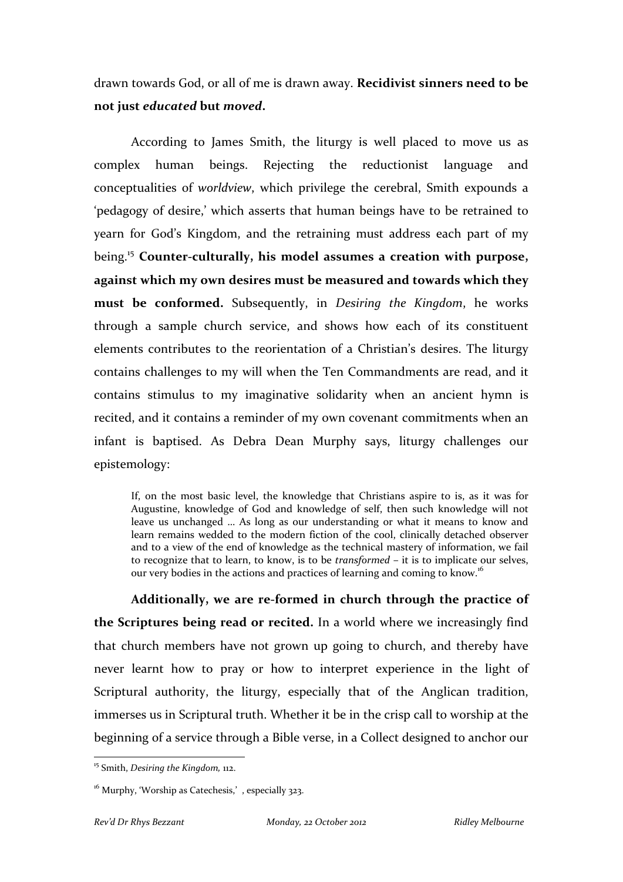drawn towards God, or all of me is drawn away. **Recidivist sinners need to be not just *educated* but *moved*.**

According to James Smith, the liturgy is well placed to move us as complex human beings. Rejecting the reductionist language and conceptualities of *worldview*, which privilege the cerebral, Smith expounds a 'pedagogy of desire,' which asserts that human beings have to be retrained to yearn for God's Kingdom, and the retraining must address each part of my being.[15] **Counter-culturally, his model assumes a creation with purpose, against which my own desires must be measured and towards which they must be conformed.** Subsequently, in *Desiring the Kingdom*, he works through a sample church service, and shows how each of its constituent elements contributes to the reorientation of a Christian's desires. The liturgy contains challenges to my will when the Ten Commandments are read, and it contains stimulus to my imaginative solidarity when an ancient hymn is recited, and it contains a reminder of my own covenant commitments when an infant is baptised. As Debra Dean Murphy says, liturgy challenges our epistemology:

> If, on the most basic level, the knowledge that Christians aspire to is, as it was for Augustine, knowledge of God and knowledge of self, then such knowledge will not leave us unchanged ... As long as our understanding or what it means to know and learn remains wedded to the modern fiction of the cool, clinically detached observer and to a view of the end of knowledge as the technical mastery of information, we fail to recognize that to learn, to know, is to be *transformed* – it is to implicate our selves, our very bodies in the actions and practices of learning and coming to know.[16]

**Additionally, we are re-formed in church through the practice of the Scriptures being read or recited.** In a world where we increasingly find that church members have not grown up going to church, and thereby have never learnt how to pray or how to interpret experience in the light of Scriptural authority, the liturgy, especially that of the Anglican tradition, immerses us in Scriptural truth. Whether it be in the crisp call to worship at the beginning of a service through a Bible verse, in a Collect designed to anchor our

---

[15] Smith, *Desiring the Kingdom,* 112.

[16] Murphy, 'Worship as Catechesis,' , especially 323.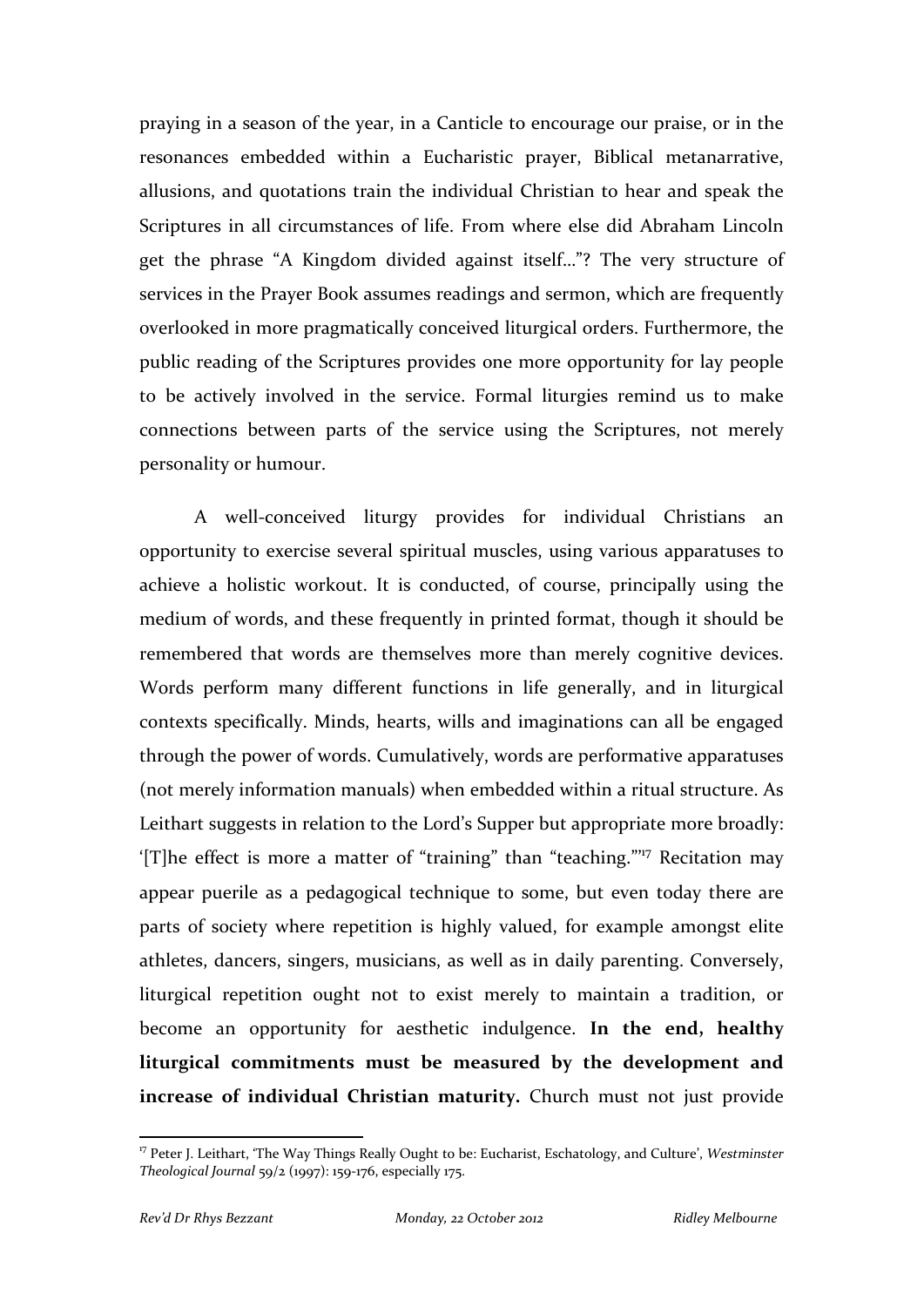praying in a season of the year, in a Canticle to encourage our praise, or in the resonances embedded within a Eucharistic prayer, Biblical metanarrative, allusions, and quotations train the individual Christian to hear and speak the Scriptures in all circumstances of life. From where else did Abraham Lincoln get the phrase "A Kingdom divided against itself…"? The very structure of services in the Prayer Book assumes readings and sermon, which are frequently overlooked in more pragmatically conceived liturgical orders. Furthermore, the public reading of the Scriptures provides one more opportunity for lay people to be actively involved in the service. Formal liturgies remind us to make connections between parts of the service using the Scriptures, not merely personality or humour.

A well-conceived liturgy provides for individual Christians an opportunity to exercise several spiritual muscles, using various apparatuses to achieve a holistic workout. It is conducted, of course, principally using the medium of words, and these frequently in printed format, though it should be remembered that words are themselves more than merely cognitive devices. Words perform many different functions in life generally, and in liturgical contexts specifically. Minds, hearts, wills and imaginations can all be engaged through the power of words. Cumulatively, words are performative apparatuses (not merely information manuals) when embedded within a ritual structure. As Leithart suggests in relation to the Lord's Supper but appropriate more broadly: '[T]he effect is more a matter of "training" than "teaching."'[17] Recitation may appear puerile as a pedagogical technique to some, but even today there are parts of society where repetition is highly valued, for example amongst elite athletes, dancers, singers, musicians, as well as in daily parenting. Conversely, liturgical repetition ought not to exist merely to maintain a tradition, or become an opportunity for aesthetic indulgence. **In the end, healthy liturgical commitments must be measured by the development and increase of individual Christian maturity.** Church must not just provide

[17] Peter J. Leithart, 'The Way Things Really Ought to be: Eucharist, Eschatology, and Culture', *Westminster Theological Journal* 59/2 (1997): 159-176, especially 175.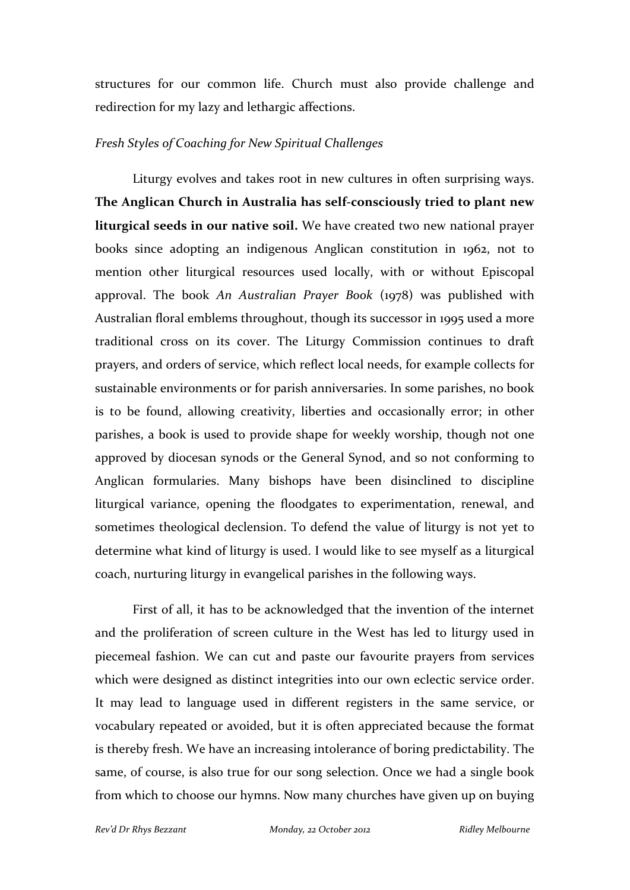structures for our common life. Church must also provide challenge and redirection for my lazy and lethargic affections.

*Fresh Styles of Coaching for New Spiritual Challenges*

Liturgy evolves and takes root in new cultures in often surprising ways. **The Anglican Church in Australia has self-consciously tried to plant new liturgical seeds in our native soil.** We have created two new national prayer books since adopting an indigenous Anglican constitution in 1962, not to mention other liturgical resources used locally, with or without Episcopal approval. The book *An Australian Prayer Book* (1978) was published with Australian floral emblems throughout, though its successor in 1995 used a more traditional cross on its cover. The Liturgy Commission continues to draft prayers, and orders of service, which reflect local needs, for example collects for sustainable environments or for parish anniversaries. In some parishes, no book is to be found, allowing creativity, liberties and occasionally error; in other parishes, a book is used to provide shape for weekly worship, though not one approved by diocesan synods or the General Synod, and so not conforming to Anglican formularies. Many bishops have been disinclined to discipline liturgical variance, opening the floodgates to experimentation, renewal, and sometimes theological declension. To defend the value of liturgy is not yet to determine what kind of liturgy is used. I would like to see myself as a liturgical coach, nurturing liturgy in evangelical parishes in the following ways.

First of all, it has to be acknowledged that the invention of the internet and the proliferation of screen culture in the West has led to liturgy used in piecemeal fashion. We can cut and paste our favourite prayers from services which were designed as distinct integrities into our own eclectic service order. It may lead to language used in different registers in the same service, or vocabulary repeated or avoided, but it is often appreciated because the format is thereby fresh. We have an increasing intolerance of boring predictability. The same, of course, is also true for our song selection. Once we had a single book from which to choose our hymns. Now many churches have given up on buying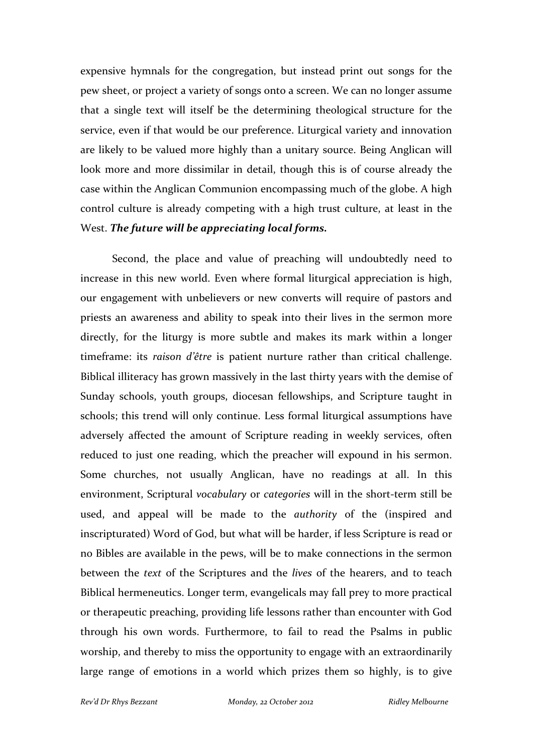expensive hymnals for the congregation, but instead print out songs for the pew sheet, or project a variety of songs onto a screen. We can no longer assume that a single text will itself be the determining theological structure for the service, even if that would be our preference. Liturgical variety and innovation are likely to be valued more highly than a unitary source. Being Anglican will look more and more dissimilar in detail, though this is of course already the case within the Anglican Communion encompassing much of the globe. A high control culture is already competing with a high trust culture, at least in the West. ***The future will be appreciating local forms.***

Second, the place and value of preaching will undoubtedly need to increase in this new world. Even where formal liturgical appreciation is high, our engagement with unbelievers or new converts will require of pastors and priests an awareness and ability to speak into their lives in the sermon more directly, for the liturgy is more subtle and makes its mark within a longer timeframe: its *raison d'être* is patient nurture rather than critical challenge. Biblical illiteracy has grown massively in the last thirty years with the demise of Sunday schools, youth groups, diocesan fellowships, and Scripture taught in schools; this trend will only continue. Less formal liturgical assumptions have adversely affected the amount of Scripture reading in weekly services, often reduced to just one reading, which the preacher will expound in his sermon. Some churches, not usually Anglican, have no readings at all. In this environment, Scriptural *vocabulary* or *categories* will in the short-term still be used, and appeal will be made to the *authority* of the (inspired and inscripturated) Word of God, but what will be harder, if less Scripture is read or no Bibles are available in the pews, will be to make connections in the sermon between the *text* of the Scriptures and the *lives* of the hearers, and to teach Biblical hermeneutics. Longer term, evangelicals may fall prey to more practical or therapeutic preaching, providing life lessons rather than encounter with God through his own words. Furthermore, to fail to read the Psalms in public worship, and thereby to miss the opportunity to engage with an extraordinarily large range of emotions in a world which prizes them so highly, is to give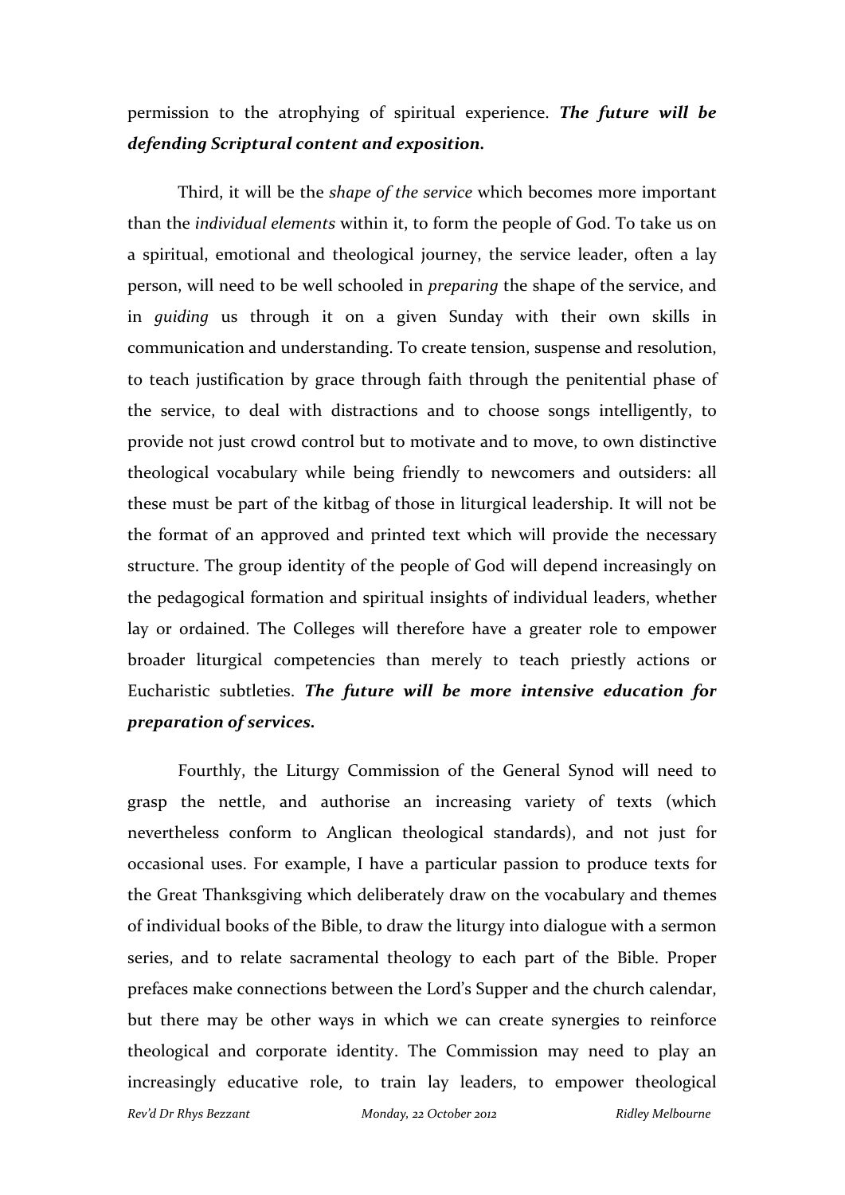permission to the atrophying of spiritual experience. ***The future will be defending Scriptural content and exposition.***

Third, it will be the *shape of the service* which becomes more important than the *individual elements* within it, to form the people of God. To take us on a spiritual, emotional and theological journey, the service leader, often a lay person, will need to be well schooled in *preparing* the shape of the service, and in *guiding* us through it on a given Sunday with their own skills in communication and understanding. To create tension, suspense and resolution, to teach justification by grace through faith through the penitential phase of the service, to deal with distractions and to choose songs intelligently, to provide not just crowd control but to motivate and to move, to own distinctive theological vocabulary while being friendly to newcomers and outsiders: all these must be part of the kitbag of those in liturgical leadership. It will not be the format of an approved and printed text which will provide the necessary structure. The group identity of the people of God will depend increasingly on the pedagogical formation and spiritual insights of individual leaders, whether lay or ordained. The Colleges will therefore have a greater role to empower broader liturgical competencies than merely to teach priestly actions or Eucharistic subtleties. ***The future will be more intensive education for preparation of services.***

Fourthly, the Liturgy Commission of the General Synod will need to grasp the nettle, and authorise an increasing variety of texts (which nevertheless conform to Anglican theological standards), and not just for occasional uses. For example, I have a particular passion to produce texts for the Great Thanksgiving which deliberately draw on the vocabulary and themes of individual books of the Bible, to draw the liturgy into dialogue with a sermon series, and to relate sacramental theology to each part of the Bible. Proper prefaces make connections between the Lord's Supper and the church calendar, but there may be other ways in which we can create synergies to reinforce theological and corporate identity. The Commission may need to play an increasingly educative role, to train lay leaders, to empower theological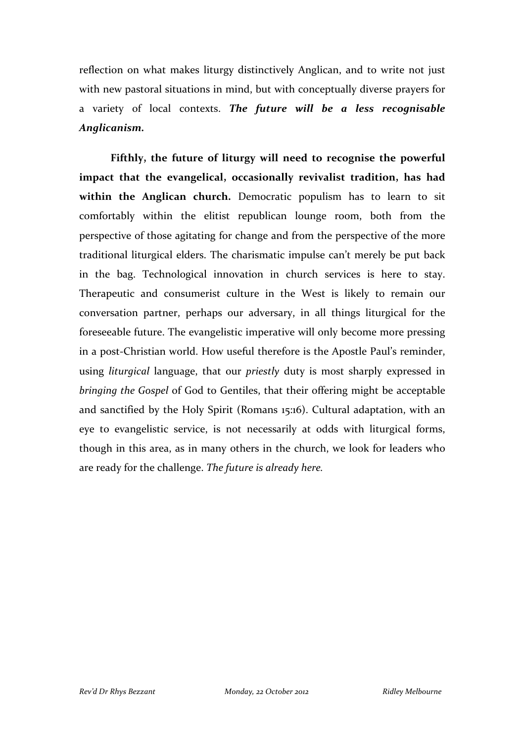reflection on what makes liturgy distinctively Anglican, and to write not just with new pastoral situations in mind, but with conceptually diverse prayers for a variety of local contexts. ***The future will be a less recognisable Anglicanism.***

**Fifthly, the future of liturgy will need to recognise the powerful impact that the evangelical, occasionally revivalist tradition, has had within the Anglican church.** Democratic populism has to learn to sit comfortably within the elitist republican lounge room, both from the perspective of those agitating for change and from the perspective of the more traditional liturgical elders. The charismatic impulse can't merely be put back in the bag. Technological innovation in church services is here to stay. Therapeutic and consumerist culture in the West is likely to remain our conversation partner, perhaps our adversary, in all things liturgical for the foreseeable future. The evangelistic imperative will only become more pressing in a post-Christian world. How useful therefore is the Apostle Paul's reminder, using *liturgical* language, that our *priestly* duty is most sharply expressed in *bringing the Gospel* of God to Gentiles, that their offering might be acceptable and sanctified by the Holy Spirit (Romans 15:16). Cultural adaptation, with an eye to evangelistic service, is not necessarily at odds with liturgical forms, though in this area, as in many others in the church, we look for leaders who are ready for the challenge. *The future is already here.*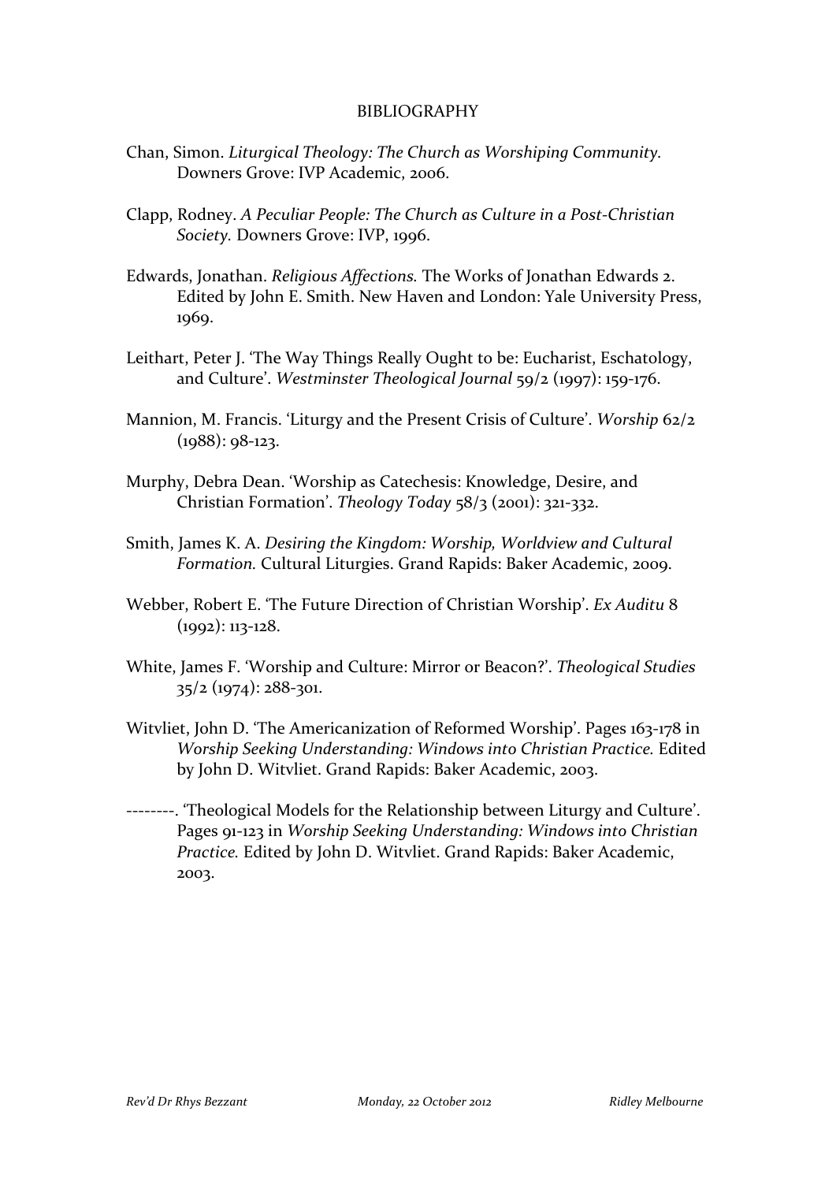# BIBLIOGRAPHY

Chan, Simon. *Liturgical Theology: The Church as Worshiping Community*. Downers Grove: IVP Academic, 2006.

Clapp, Rodney. *A Peculiar People: The Church as Culture in a Post-Christian Society.* Downers Grove: IVP, 1996.

Edwards, Jonathan. *Religious Affections.* The Works of Jonathan Edwards 2. Edited by John E. Smith. New Haven and London: Yale University Press, 1969.

Leithart, Peter J. 'The Way Things Really Ought to be: Eucharist, Eschatology, and Culture'. *Westminster Theological Journal* 59/2 (1997): 159-176.

Mannion, M. Francis. 'Liturgy and the Present Crisis of Culture'. *Worship* 62/2 (1988): 98-123.

Murphy, Debra Dean. 'Worship as Catechesis: Knowledge, Desire, and Christian Formation'. *Theology Today* 58/3 (2001): 321-332.

Smith, James K. A. *Desiring the Kingdom: Worship, Worldview and Cultural Formation.* Cultural Liturgies. Grand Rapids: Baker Academic, 2009.

Webber, Robert E. 'The Future Direction of Christian Worship'. *Ex Auditu* 8 (1992): 113-128.

White, James F. 'Worship and Culture: Mirror or Beacon?'. *Theological Studies* 35/2 (1974): 288-301.

Witvliet, John D. 'The Americanization of Reformed Worship'. Pages 163-178 in *Worship Seeking Understanding: Windows into Christian Practice.* Edited by John D. Witvliet. Grand Rapids: Baker Academic, 2003.

--------. 'Theological Models for the Relationship between Liturgy and Culture'. Pages 91-123 in *Worship Seeking Understanding: Windows into Christian Practice.* Edited by John D. Witvliet. Grand Rapids: Baker Academic, 2003.